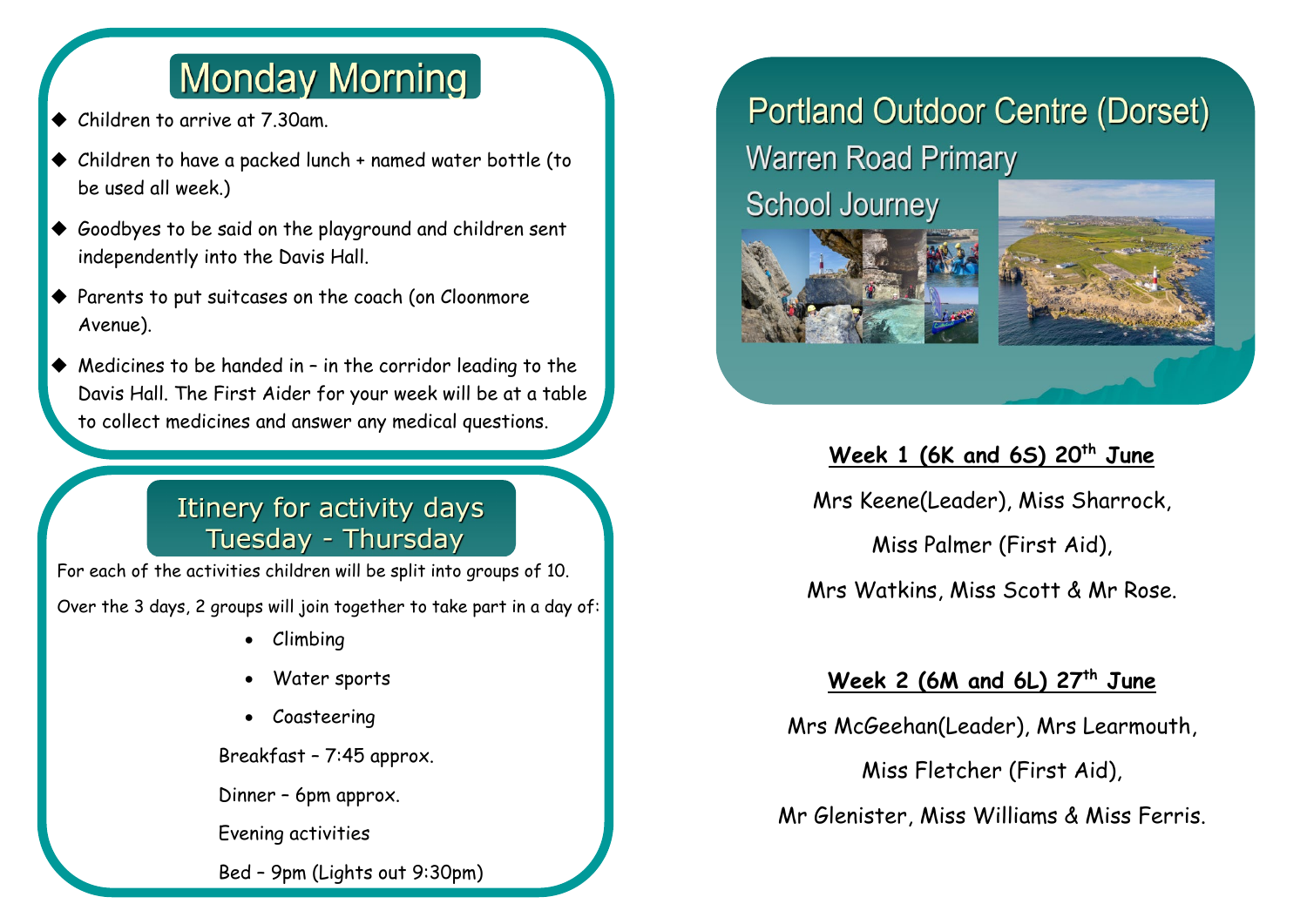## Monday Morning

- Children to arrive at 7.30am.
- Children to have a packed lunch + named water bottle (to be used all week.)
- Goodbyes to be said on the playground and children sent independently into the Davis Hall.
- Parents to put suitcases on the coach (on Cloonmore Avenue).
- Medicines to be handed in – in the corridor leading to the Davis Hall. The First Aider for your week will be at a table to collect medicines and answer any medical questions.

## Itinery for activity days Tuesday - Thursday

For each of the activities children will be split into groups of 10.

Over the 3 days, 2 groups will join together to take part in a day of:

- Climbing
- Water sports
- Coasteering

Breakfast – 7:45 approx.

Dinner – 6pm approx.

Evening activities

Bed – 9pm (Lights out 9:30pm)

# Portland Outdoor Centre (Dorset)

## Warren Road Primary School Journey

**Week 1 (6K and 6S) 20th June**

Mrs Keene(Leader), Miss Sharrock,

Miss Palmer (First Aid),

Mrs Watkins, Miss Scott & Mr Rose.

**Week 2 (6M and 6L) 27th June**

Mrs McGeehan(Leader), Mrs Learmouth,

Miss Fletcher (First Aid),

Mr Glenister, Miss Williams & Miss Ferris.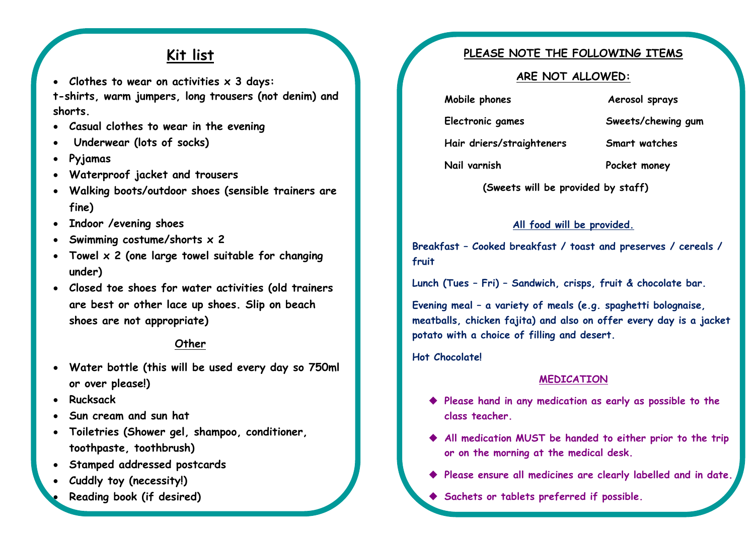# Kit list

- **Clothes to wear on activities x 3 days:**

**t-shirts, warm jumpers, long trousers (not denim) and shorts.**

- **Casual clothes to wear in the evening**
- **Underwear (lots of socks)**
- **Pyjamas**
- **Waterproof jacket and trousers**
- **Walking boots/outdoor shoes (sensible trainers are fine)**
- **Indoor /evening shoes**
- **Swimming costume/shorts x 2**
- **Towel x 2 (one large towel suitable for changing under)**
- **Closed toe shoes for water activities (old trainers are best or other lace up shoes. Slip on beach shoes are not appropriate)**

## Other

- **Water bottle (this will be used every day so 750ml or over please!)**
- **Rucksack**
- **Sun cream and sun hat**
- **Toiletries (Shower gel, shampoo, conditioner, toothpaste, toothbrush)**
- **Stamped addressed postcards**
- **Cuddly toy (necessity!)**
- **Reading book (if desired)**

## PLEASE NOTE THE FOLLOWING ITEMS ARE NOT ALLOWED:

| | |
|---|---|
| Mobile phones | Aerosol sprays |
| Electronic games | Sweets/chewing gum |
| Hair driers/straighteners | Smart watches |
| Nail varnish | Pocket money |

**(Sweets will be provided by staff)**

## All food will be provided.

**Breakfast – Cooked breakfast / toast and preserves / cereals / fruit**

**Lunch (Tues – Fri) – Sandwich, crisps, fruit & chocolate bar.**

**Evening meal – a variety of meals (e.g. spaghetti bolognaise, meatballs, chicken fajita) and also on offer every day is a jacket potato with a choice of filling and desert.**

**Hot Chocolate!**

## MEDICATION

- **Please hand in any medication as early as possible to the class teacher.**
- **All medication MUST be handed to either prior to the trip or on the morning at the medical desk.**
- **Please ensure all medicines are clearly labelled and in date.**
- **Sachets or tablets preferred if possible.**